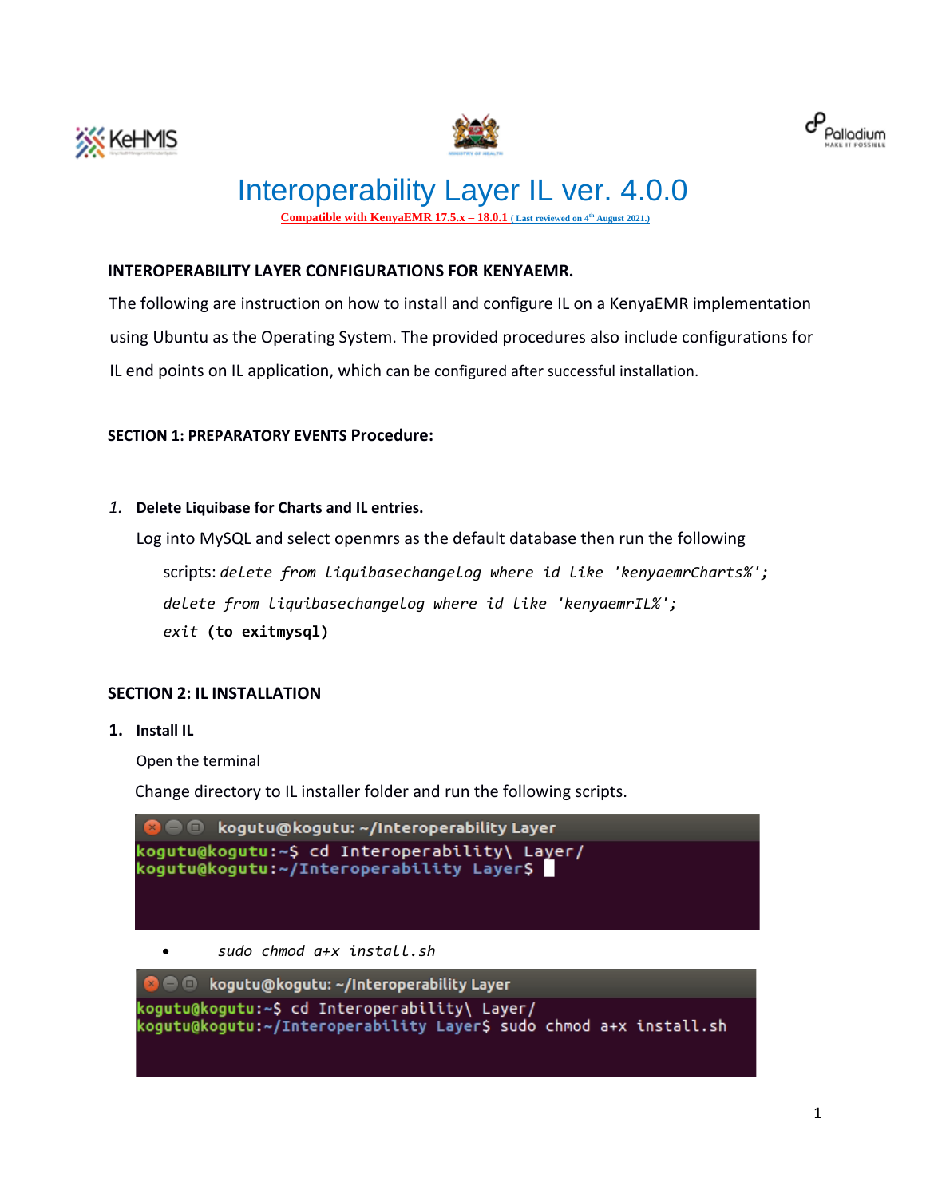# Interoperability Layer IL ver. 4.0.0

Compatible with KenyaEMR 17.5.x – 18.0.1 ( Last reviewed on 4th August 2021.)

## INTEROPERABILITY LAYER CONFIGURATIONS FOR KENYAEMR.

The following are instruction on how to install and configure IL on a KenyaEMR implementation using Ubuntu as the Operating System. The provided procedures also include configurations for IL end points on IL application, which can be configured after successful installation.

### SECTION 1: PREPARATORY EVENTS Procedure:

1. **Delete Liquibase for Charts and IL entries.**

   Log into MySQL and select openmrs as the default database then run the following scripts:

   ```
   delete from liquibasechangelog where id like 'kenyaemrCharts%';
   delete from liquibasechangelog where id like 'kenyaemrIL%';
   exit (to exitmysql)
   ```

### SECTION 2: IL INSTALLATION

1. **Install IL**

   Open the terminal

   Change directory to IL installer folder and run the following scripts.

   ```
   kogutu@kogutu:~$ cd Interoperability\ Layer/
   kogutu@kogutu:~/Interoperability Layer$
   ```

   - *sudo chmod a+x install.sh*

   ```
   kogutu@kogutu:~$ cd Interoperability\ Layer/
   kogutu@kogutu:~/Interoperability Layer$ sudo chmod a+x install.sh
   ```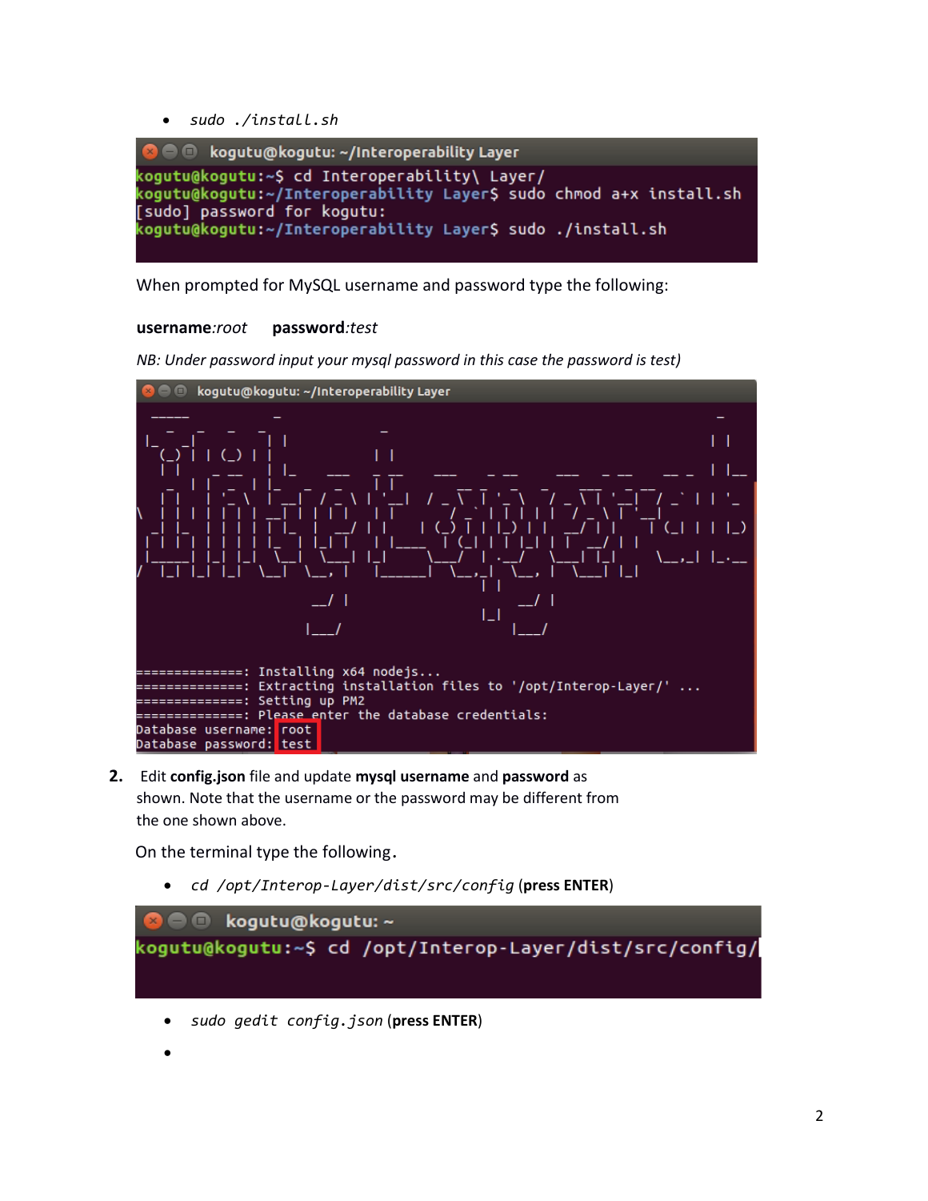- *sudo ./install.sh*

```
kogutu@kogutu:~$ cd Interoperability\ Layer/
kogutu@kogutu:~/Interoperability Layer$ sudo chmod a+x install.sh
[sudo] password for kogutu:
kogutu@kogutu:~/Interoperability Layer$ sudo ./install.sh
```

When prompted for MySQL username and password type the following:

**username**:*root* **password**:*test*

*NB: Under password input your mysql password in this case the password is test)*

```
==============: Installing x64 nodejs...
==============: Extracting installation files to '/opt/Interop-Layer/' ...
==============: Setting up PM2
==============: Please enter the database credentials:
Database username: root
Database password: test
```

2. Edit **config.json** file and update **mysql username** and **password** as shown. Note that the username or the password may be different from the one shown above.

   On the terminal type the following.

   - *cd /opt/Interop-Layer/dist/src/config* (**press ENTER**)

```
kogutu@kogutu:~$ cd /opt/Interop-Layer/dist/src/config/
```

   - *sudo gedit config.json* (**press ENTER**)
   -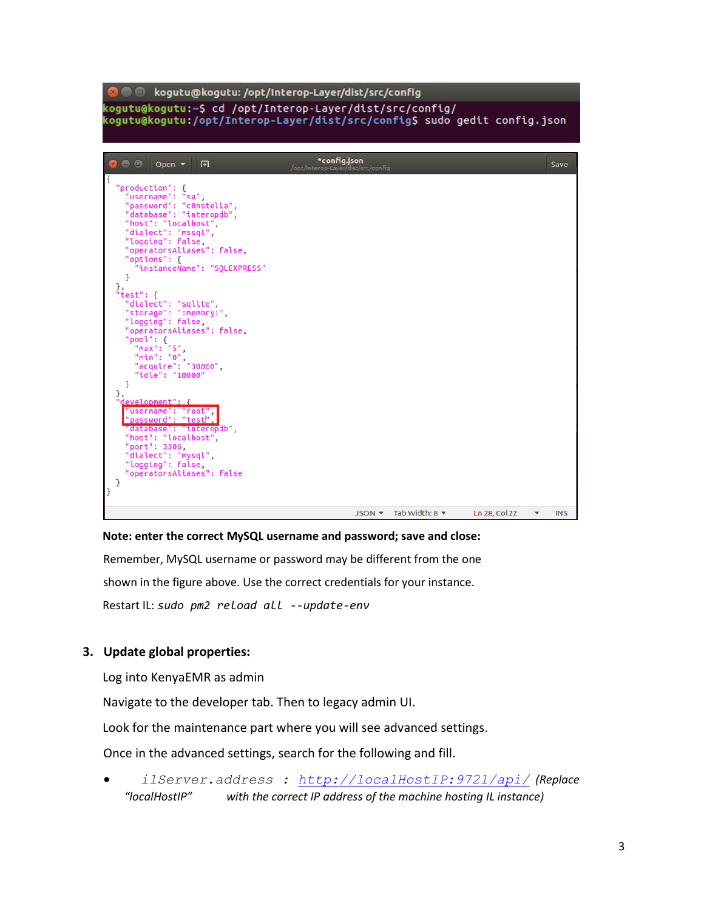```
kogutu@kogutu: /opt/Interop-Layer/dist/src/config
kogutu@kogutu:~$ cd /opt/Interop-Layer/dist/src/config/
kogutu@kogutu:/opt/Interop-Layer/dist/src/config$ sudo gedit config.json
```

```
*config.json
/opt/Interop-Layer/dist/src/config
{
  "production": {
    "username": "sa",
    "password": "c0nstella",
    "database": "interopdb",
    "host": "localhost",
    "dialect": "mssql",
    "logging": false,
    "operatorsAliases": false,
    "options": {
      "instanceName": "SQLEXPRESS"
    }
  },
  "test": {
    "dialect": "sqlite",
    "storage": ":memory:",
    "logging": false,
    "operatorsAliases": false,
    "pool": {
      "max": "5",
      "min": "0",
      "acquire": "30000",
      "idle": "10000"
    }
  },
  "development": {
    "username": "root",
    "password": "test",
    "database": "interopdb",
    "host": "localhost",
    "port": 3306,
    "dialect": "mysql",
    "logging": false,
    "operatorsAliases": false
  }
}
```

**Note: enter the correct MySQL username and password; save and close:**

Remember, MySQL username or password may be different from the one shown in the figure above. Use the correct credentials for your instance.

Restart IL: *sudo pm2 reload all --update-env*

3. **Update global properties:**

   Log into KenyaEMR as admin

   Navigate to the developer tab. Then to legacy admin UI.

   Look for the maintenance part where you will see advanced settings.

   Once in the advanced settings, search for the following and fill.

   - *ilServer.address : http://localHostIP:9721/api/ (Replace "localHostIP" with the correct IP address of the machine hosting IL instance)*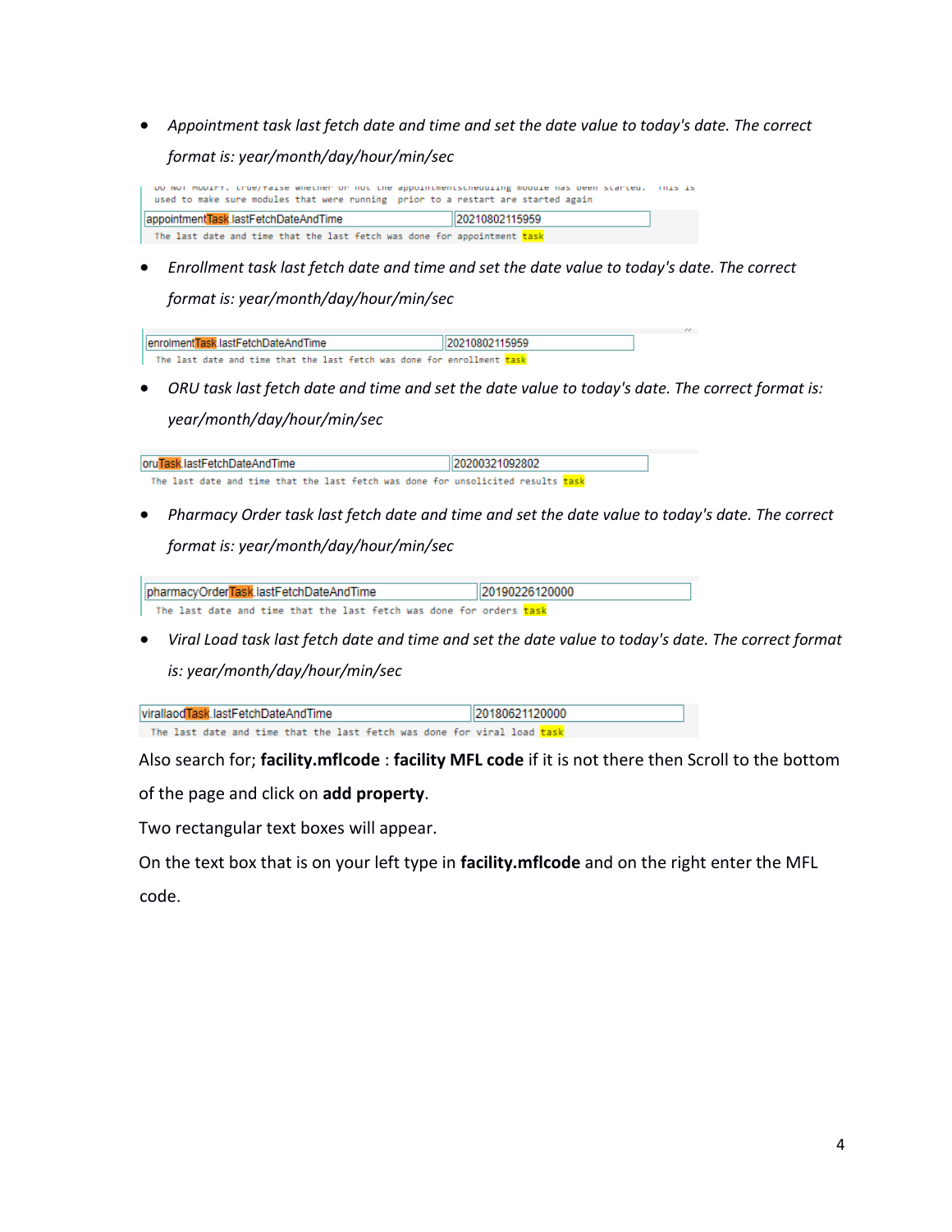- *Appointment task last fetch date and time and set the date value to today's date. The correct format is: year/month/day/hour/min/sec*

```
DO NOT MODIFY. true/false whether or not the appointmentscheduling module has been started. This is
used to make sure modules that were running prior to a restart are started again
appointmentTask.lastFetchDateAndTime        20210802115959
The last date and time that the last fetch was done for appointment task
```

- *Enrollment task last fetch date and time and set the date value to today's date. The correct format is: year/month/day/hour/min/sec*

```
enrolmentTask.lastFetchDateAndTime        20210802115959
The last date and time that the last fetch was done for enrollment task
```

- *ORU task last fetch date and time and set the date value to today's date. The correct format is: year/month/day/hour/min/sec*

```
oruTask.lastFetchDateAndTime        20200321092802
The last date and time that the last fetch was done for unsolicited results task
```

- *Pharmacy Order task last fetch date and time and set the date value to today's date. The correct format is: year/month/day/hour/min/sec*

```
pharmacyOrderTask.lastFetchDateAndTime        20190226120000
The last date and time that the last fetch was done for orders task
```

- *Viral Load task last fetch date and time and set the date value to today's date. The correct format is: year/month/day/hour/min/sec*

```
virallaodTask.lastFetchDateAndTime        20180621120000
The last date and time that the last fetch was done for viral load task
```

Also search for; **facility.mflcode** : **facility MFL code** if it is not there then Scroll to the bottom of the page and click on **add property**.

Two rectangular text boxes will appear.

On the text box that is on your left type in **facility.mflcode** and on the right enter the MFL code.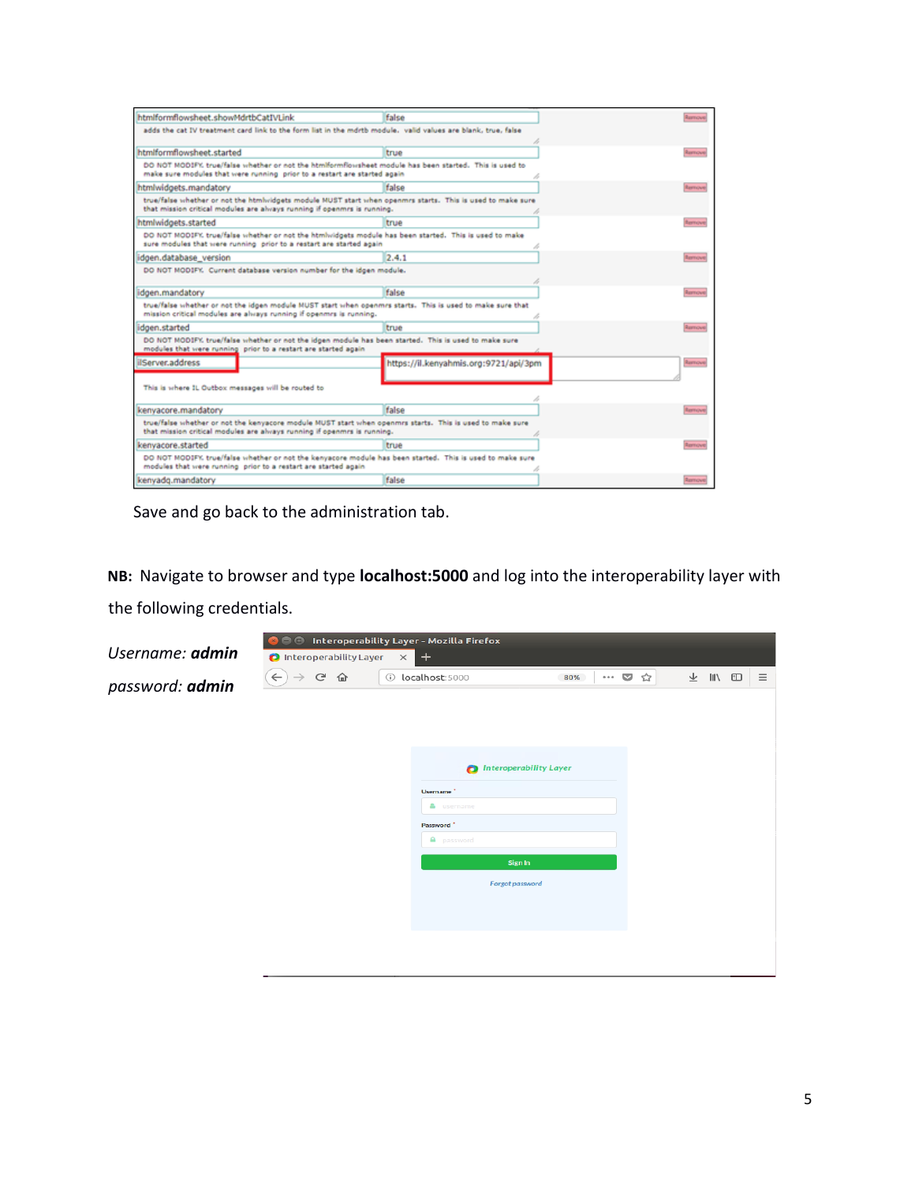Save and go back to the administration tab.

**NB:** Navigate to browser and type **localhost:5000** and log into the interoperability layer with the following credentials.

*Username:* ***admin***

*password:* ***admin***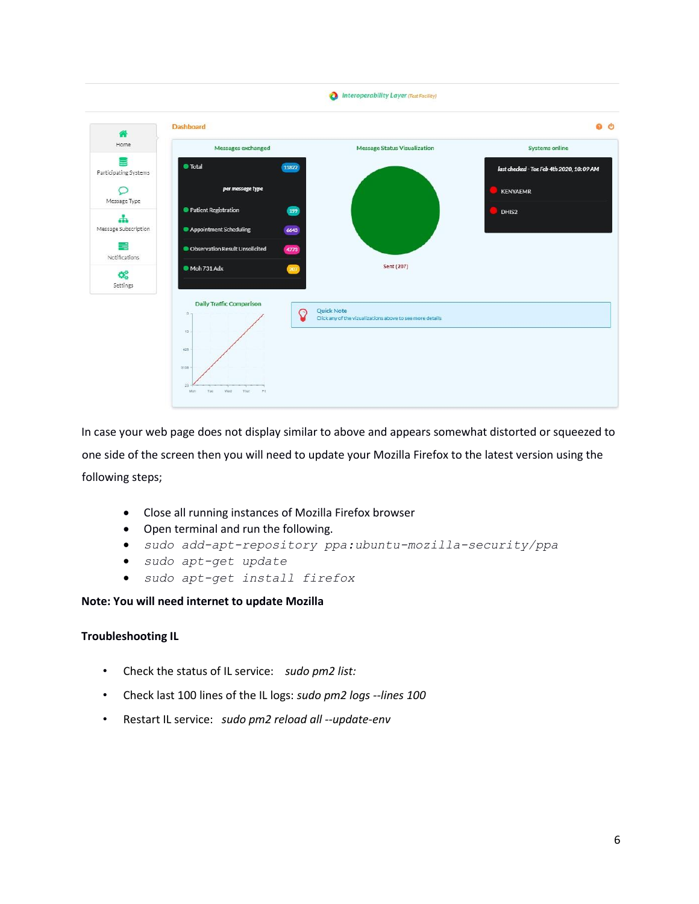In case your web page does not display similar to above and appears somewhat distorted or squeezed to one side of the screen then you will need to update your Mozilla Firefox to the latest version using the following steps;

- Close all running instances of Mozilla Firefox browser
- Open terminal and run the following.
- *sudo add-apt-repository ppa:ubuntu-mozilla-security/ppa*
- *sudo apt-get update*
- *sudo apt-get install firefox*

**Note: You will need internet to update Mozilla**

**Troubleshooting IL**

- Check the status of IL service: *sudo pm2 list:*
- Check last 100 lines of the IL logs: *sudo pm2 logs --lines 100*
- Restart IL service: *sudo pm2 reload all --update-env*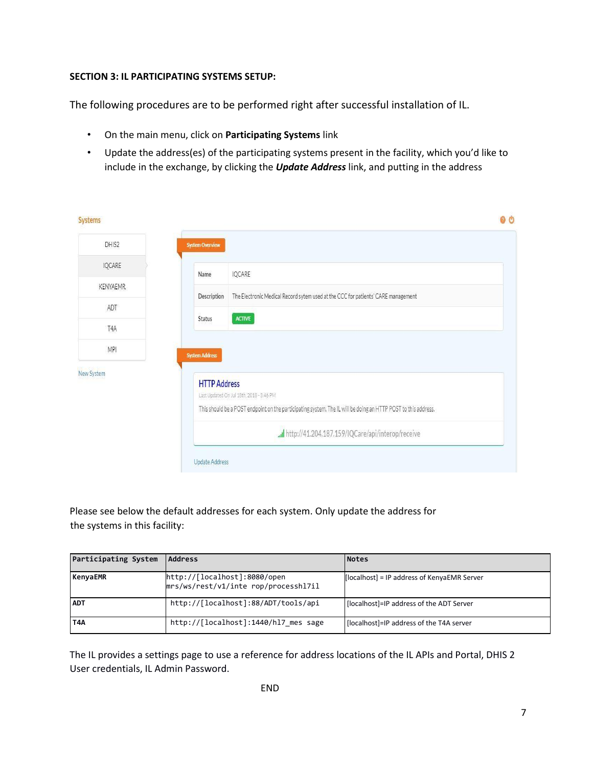**SECTION 3: IL PARTICIPATING SYSTEMS SETUP:**

The following procedures are to be performed right after successful installation of IL.

- On the main menu, click on **Participating Systems** link
- Update the address(es) of the participating systems present in the facility, which you'd like to include in the exchange, by clicking the ***Update Address*** link, and putting in the address

Please see below the default addresses for each system. Only update the address for the systems in this facility:

| Participating System | Address | Notes |
|---|---|---|
| **KenyaEMR** | http://[localhost]:8080/openmrs/ws/rest/v1/interop/processhl7il | [localhost] = IP address of KenyaEMR Server |
| **ADT** | http://[localhost]:88/ADT/tools/api | [localhost]=IP address of the ADT Server |
| **T4A** | http://[localhost]:1440/hl7_message | [localhost]=IP address of the T4A server |

The IL provides a settings page to use a reference for address locations of the IL APIs and Portal, DHIS 2 User credentials, IL Admin Password.

END